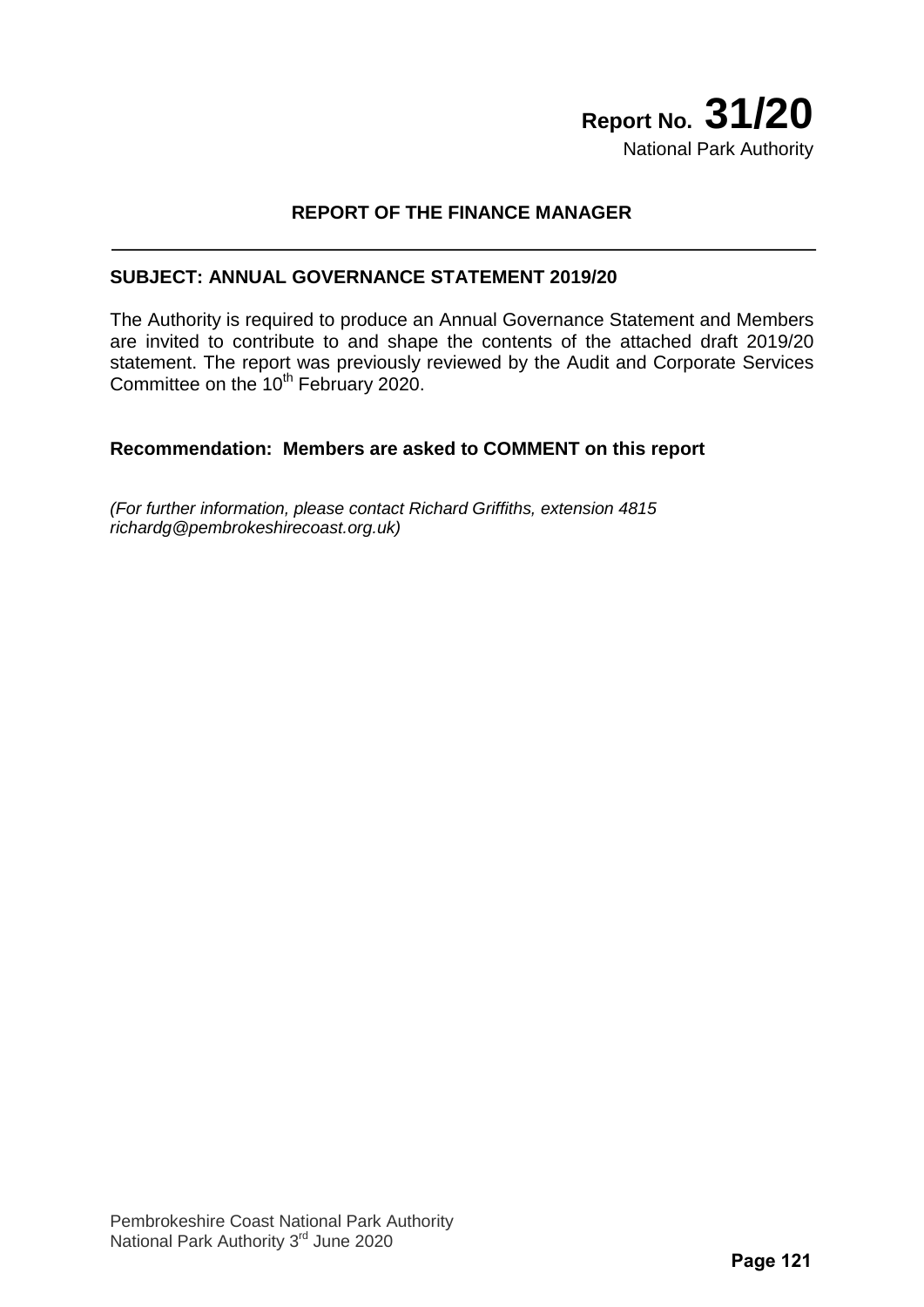**Report No. 31/20**
National Park Authority

## REPORT OF THE FINANCE MANAGER

---

**SUBJECT: ANNUAL GOVERNANCE STATEMENT 2019/20**

The Authority is required to produce an Annual Governance Statement and Members are invited to contribute to and shape the contents of the attached draft 2019/20 statement. The report was previously reviewed by the Audit and Corporate Services Committee on the 10th February 2020.

**Recommendation: Members are asked to COMMENT on this report**

*(For further information, please contact Richard Griffiths, extension 4815 richardg@pembrokeshirecoast.org.uk)*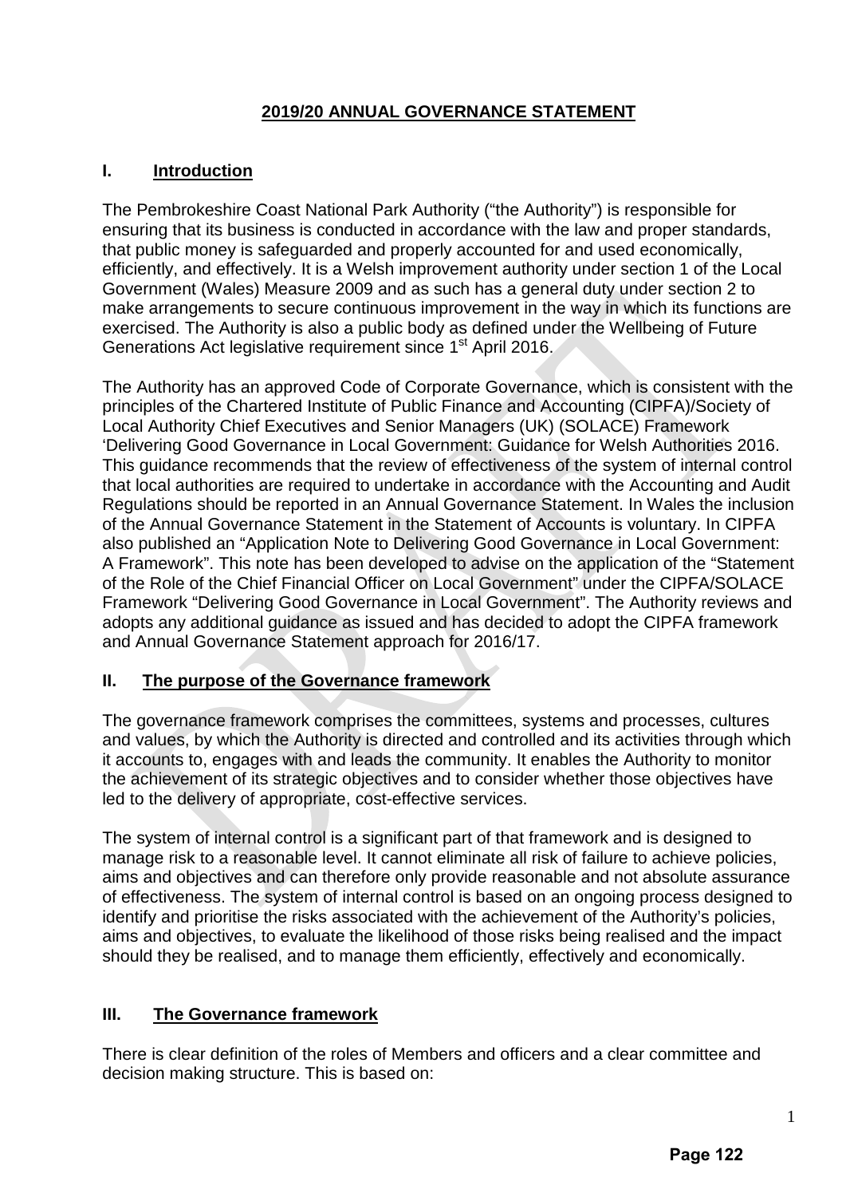# 2019/20 ANNUAL GOVERNANCE STATEMENT

## I. Introduction

The Pembrokeshire Coast National Park Authority ("the Authority") is responsible for ensuring that its business is conducted in accordance with the law and proper standards, that public money is safeguarded and properly accounted for and used economically, efficiently, and effectively. It is a Welsh improvement authority under section 1 of the Local Government (Wales) Measure 2009 and as such has a general duty under section 2 to make arrangements to secure continuous improvement in the way in which its functions are exercised. The Authority is also a public body as defined under the Wellbeing of Future Generations Act legislative requirement since 1st April 2016.

The Authority has an approved Code of Corporate Governance, which is consistent with the principles of the Chartered Institute of Public Finance and Accounting (CIPFA)/Society of Local Authority Chief Executives and Senior Managers (UK) (SOLACE) Framework 'Delivering Good Governance in Local Government: Guidance for Welsh Authorities 2016. This guidance recommends that the review of effectiveness of the system of internal control that local authorities are required to undertake in accordance with the Accounting and Audit Regulations should be reported in an Annual Governance Statement. In Wales the inclusion of the Annual Governance Statement in the Statement of Accounts is voluntary. In CIPFA also published an "Application Note to Delivering Good Governance in Local Government: A Framework". This note has been developed to advise on the application of the "Statement of the Role of the Chief Financial Officer on Local Government" under the CIPFA/SOLACE Framework "Delivering Good Governance in Local Government". The Authority reviews and adopts any additional guidance as issued and has decided to adopt the CIPFA framework and Annual Governance Statement approach for 2016/17.

## II. The purpose of the Governance framework

The governance framework comprises the committees, systems and processes, cultures and values, by which the Authority is directed and controlled and its activities through which it accounts to, engages with and leads the community. It enables the Authority to monitor the achievement of its strategic objectives and to consider whether those objectives have led to the delivery of appropriate, cost-effective services.

The system of internal control is a significant part of that framework and is designed to manage risk to a reasonable level. It cannot eliminate all risk of failure to achieve policies, aims and objectives and can therefore only provide reasonable and not absolute assurance of effectiveness. The system of internal control is based on an ongoing process designed to identify and prioritise the risks associated with the achievement of the Authority's policies, aims and objectives, to evaluate the likelihood of those risks being realised and the impact should they be realised, and to manage them efficiently, effectively and economically.

## III. The Governance framework

There is clear definition of the roles of Members and officers and a clear committee and decision making structure. This is based on: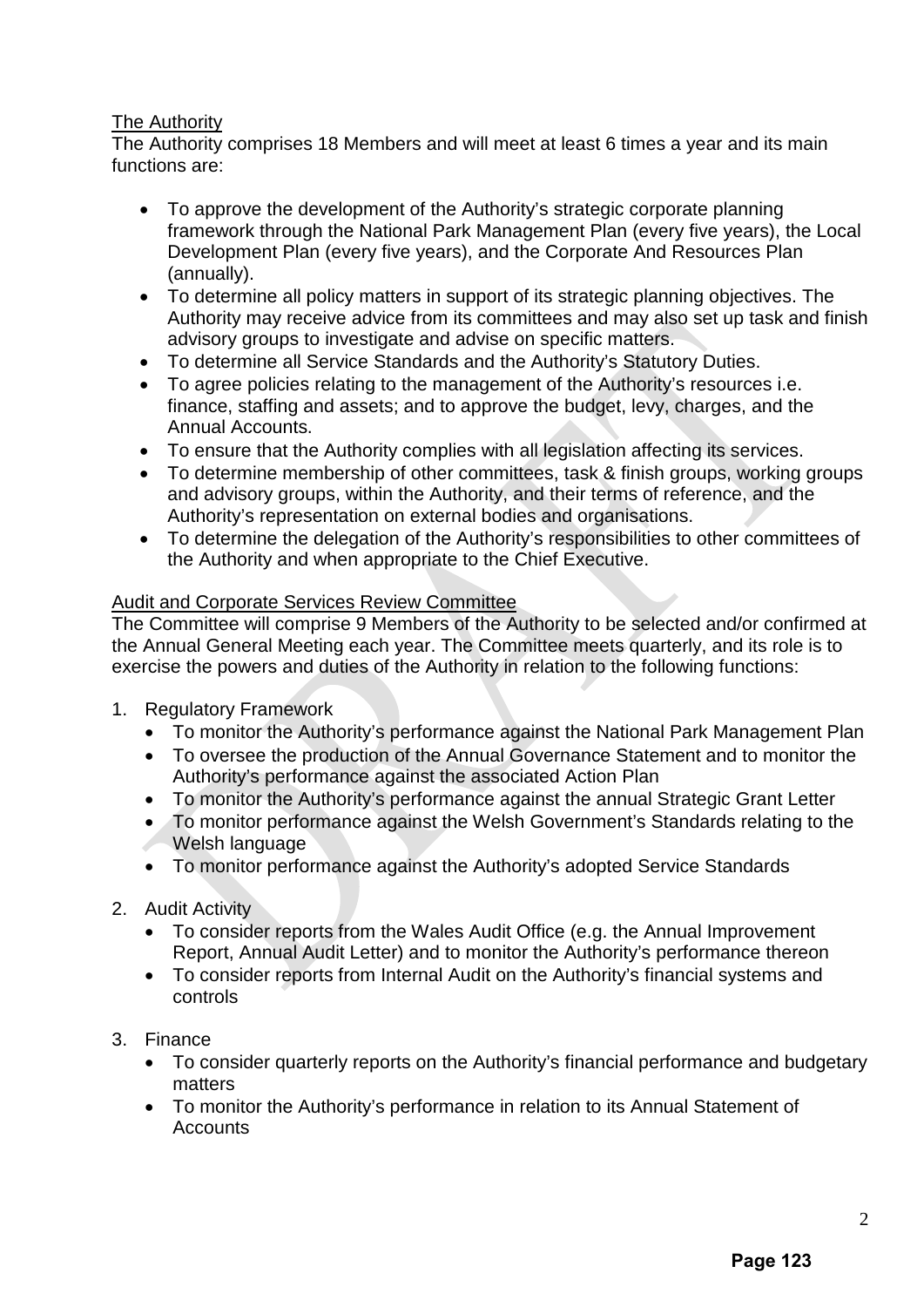<u>The Authority</u>

The Authority comprises 18 Members and will meet at least 6 times a year and its main functions are:

- To approve the development of the Authority's strategic corporate planning framework through the National Park Management Plan (every five years), the Local Development Plan (every five years), and the Corporate And Resources Plan (annually).
- To determine all policy matters in support of its strategic planning objectives. The Authority may receive advice from its committees and may also set up task and finish advisory groups to investigate and advise on specific matters.
- To determine all Service Standards and the Authority's Statutory Duties.
- To agree policies relating to the management of the Authority's resources i.e. finance, staffing and assets; and to approve the budget, levy, charges, and the Annual Accounts.
- To ensure that the Authority complies with all legislation affecting its services.
- To determine membership of other committees, task & finish groups, working groups and advisory groups, within the Authority, and their terms of reference, and the Authority's representation on external bodies and organisations.
- To determine the delegation of the Authority's responsibilities to other committees of the Authority and when appropriate to the Chief Executive.

<u>Audit and Corporate Services Review Committee</u>

The Committee will comprise 9 Members of the Authority to be selected and/or confirmed at the Annual General Meeting each year. The Committee meets quarterly, and its role is to exercise the powers and duties of the Authority in relation to the following functions:

1. Regulatory Framework
   - To monitor the Authority's performance against the National Park Management Plan
   - To oversee the production of the Annual Governance Statement and to monitor the Authority's performance against the associated Action Plan
   - To monitor the Authority's performance against the annual Strategic Grant Letter
   - To monitor performance against the Welsh Government's Standards relating to the Welsh language
   - To monitor performance against the Authority's adopted Service Standards

2. Audit Activity
   - To consider reports from the Wales Audit Office (e.g. the Annual Improvement Report, Annual Audit Letter) and to monitor the Authority's performance thereon
   - To consider reports from Internal Audit on the Authority's financial systems and controls

3. Finance
   - To consider quarterly reports on the Authority's financial performance and budgetary matters
   - To monitor the Authority's performance in relation to its Annual Statement of Accounts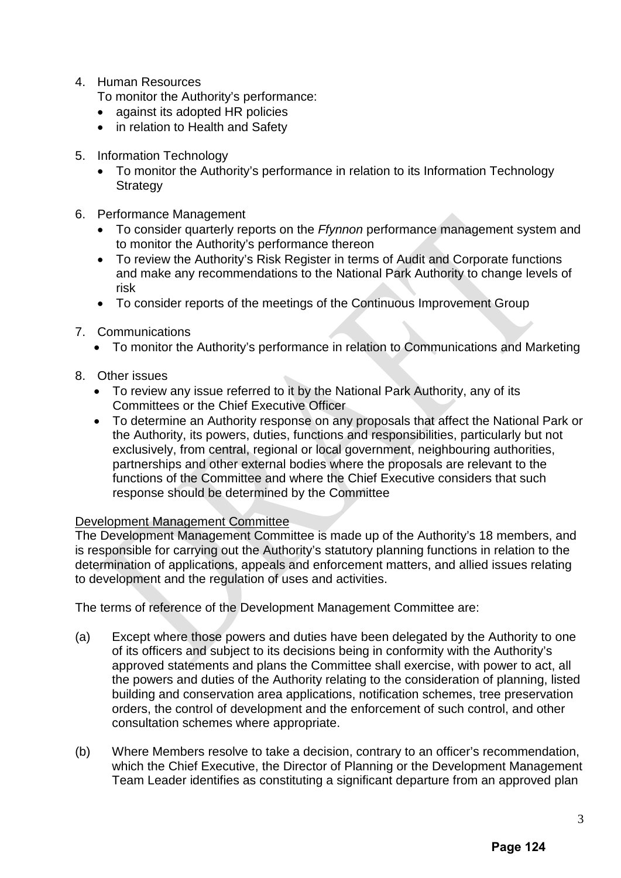4. Human Resources
   To monitor the Authority's performance:
   - against its adopted HR policies
   - in relation to Health and Safety

5. Information Technology
   - To monitor the Authority's performance in relation to its Information Technology Strategy

6. Performance Management
   - To consider quarterly reports on the *Ffynnon* performance management system and to monitor the Authority's performance thereon
   - To review the Authority's Risk Register in terms of Audit and Corporate functions and make any recommendations to the National Park Authority to change levels of risk
   - To consider reports of the meetings of the Continuous Improvement Group

7. Communications
   - To monitor the Authority's performance in relation to Communications and Marketing

8. Other issues
   - To review any issue referred to it by the National Park Authority, any of its Committees or the Chief Executive Officer
   - To determine an Authority response on any proposals that affect the National Park or the Authority, its powers, duties, functions and responsibilities, particularly but not exclusively, from central, regional or local government, neighbouring authorities, partnerships and other external bodies where the proposals are relevant to the functions of the Committee and where the Chief Executive considers that such response should be determined by the Committee

<u>Development Management Committee</u>

The Development Management Committee is made up of the Authority's 18 members, and is responsible for carrying out the Authority's statutory planning functions in relation to the determination of applications, appeals and enforcement matters, and allied issues relating to development and the regulation of uses and activities.

The terms of reference of the Development Management Committee are:

(a) Except where those powers and duties have been delegated by the Authority to one of its officers and subject to its decisions being in conformity with the Authority's approved statements and plans the Committee shall exercise, with power to act, all the powers and duties of the Authority relating to the consideration of planning, listed building and conservation area applications, notification schemes, tree preservation orders, the control of development and the enforcement of such control, and other consultation schemes where appropriate.

(b) Where Members resolve to take a decision, contrary to an officer's recommendation, which the Chief Executive, the Director of Planning or the Development Management Team Leader identifies as constituting a significant departure from an approved plan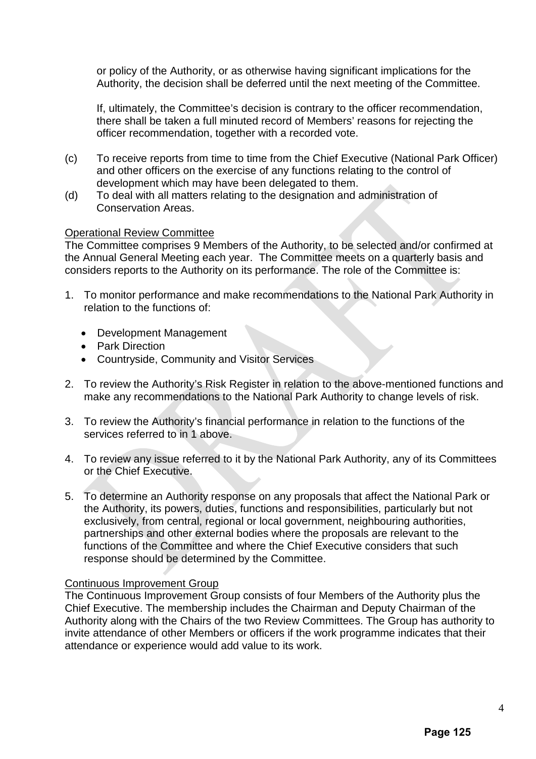or policy of the Authority, or as otherwise having significant implications for the Authority, the decision shall be deferred until the next meeting of the Committee.

If, ultimately, the Committee's decision is contrary to the officer recommendation, there shall be taken a full minuted record of Members' reasons for rejecting the officer recommendation, together with a recorded vote.

(c) To receive reports from time to time from the Chief Executive (National Park Officer) and other officers on the exercise of any functions relating to the control of development which may have been delegated to them.

(d) To deal with all matters relating to the designation and administration of Conservation Areas.

<u>Operational Review Committee</u>

The Committee comprises 9 Members of the Authority, to be selected and/or confirmed at the Annual General Meeting each year. The Committee meets on a quarterly basis and considers reports to the Authority on its performance. The role of the Committee is:

1. To monitor performance and make recommendations to the National Park Authority in relation to the functions of:
   - Development Management
   - Park Direction
   - Countryside, Community and Visitor Services
2. To review the Authority's Risk Register in relation to the above-mentioned functions and make any recommendations to the National Park Authority to change levels of risk.
3. To review the Authority's financial performance in relation to the functions of the services referred to in 1 above.
4. To review any issue referred to it by the National Park Authority, any of its Committees or the Chief Executive.
5. To determine an Authority response on any proposals that affect the National Park or the Authority, its powers, duties, functions and responsibilities, particularly but not exclusively, from central, regional or local government, neighbouring authorities, partnerships and other external bodies where the proposals are relevant to the functions of the Committee and where the Chief Executive considers that such response should be determined by the Committee.

<u>Continuous Improvement Group</u>

The Continuous Improvement Group consists of four Members of the Authority plus the Chief Executive. The membership includes the Chairman and Deputy Chairman of the Authority along with the Chairs of the two Review Committees. The Group has authority to invite attendance of other Members or officers if the work programme indicates that their attendance or experience would add value to its work.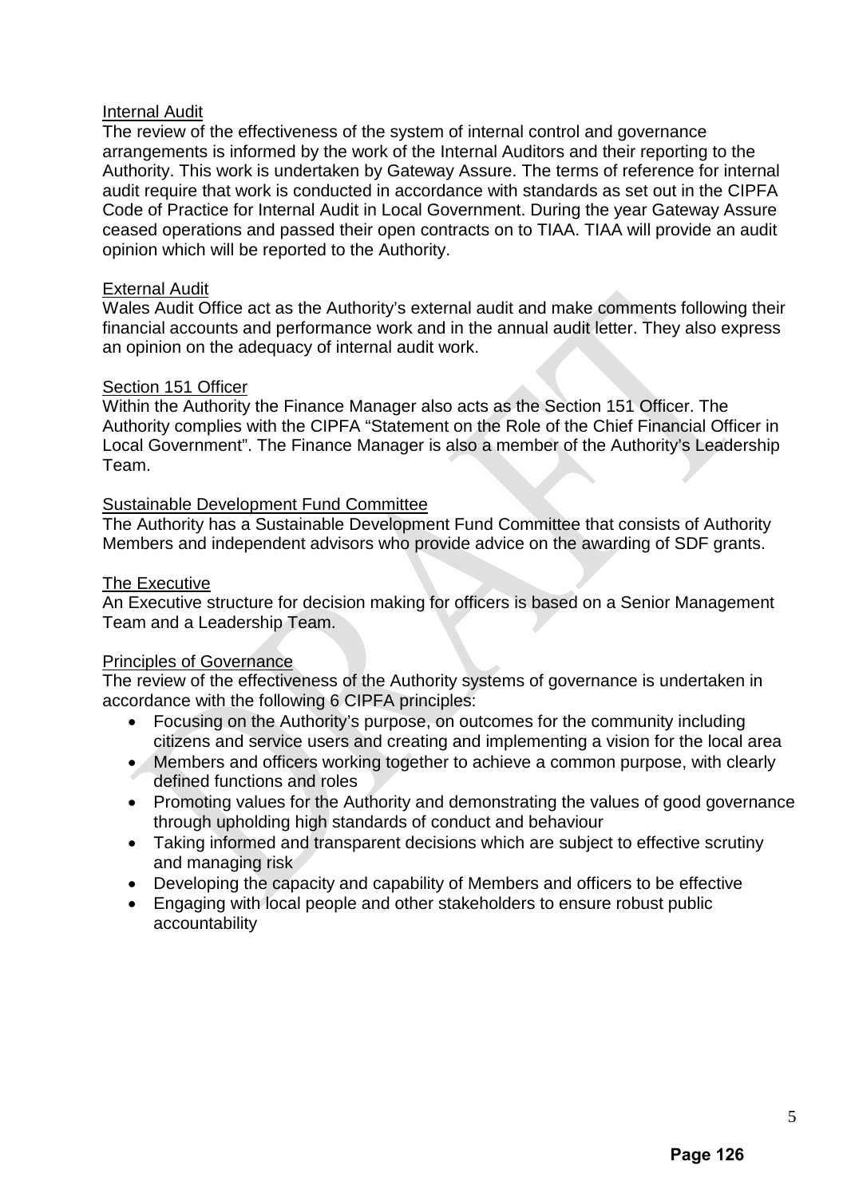Internal Audit

The review of the effectiveness of the system of internal control and governance arrangements is informed by the work of the Internal Auditors and their reporting to the Authority. This work is undertaken by Gateway Assure. The terms of reference for internal audit require that work is conducted in accordance with standards as set out in the CIPFA Code of Practice for Internal Audit in Local Government. During the year Gateway Assure ceased operations and passed their open contracts on to TIAA. TIAA will provide an audit opinion which will be reported to the Authority.

External Audit

Wales Audit Office act as the Authority's external audit and make comments following their financial accounts and performance work and in the annual audit letter. They also express an opinion on the adequacy of internal audit work.

Section 151 Officer

Within the Authority the Finance Manager also acts as the Section 151 Officer. The Authority complies with the CIPFA "Statement on the Role of the Chief Financial Officer in Local Government". The Finance Manager is also a member of the Authority's Leadership Team.

Sustainable Development Fund Committee

The Authority has a Sustainable Development Fund Committee that consists of Authority Members and independent advisors who provide advice on the awarding of SDF grants.

The Executive

An Executive structure for decision making for officers is based on a Senior Management Team and a Leadership Team.

Principles of Governance

The review of the effectiveness of the Authority systems of governance is undertaken in accordance with the following 6 CIPFA principles:

- Focusing on the Authority's purpose, on outcomes for the community including citizens and service users and creating and implementing a vision for the local area
- Members and officers working together to achieve a common purpose, with clearly defined functions and roles
- Promoting values for the Authority and demonstrating the values of good governance through upholding high standards of conduct and behaviour
- Taking informed and transparent decisions which are subject to effective scrutiny and managing risk
- Developing the capacity and capability of Members and officers to be effective
- Engaging with local people and other stakeholders to ensure robust public accountability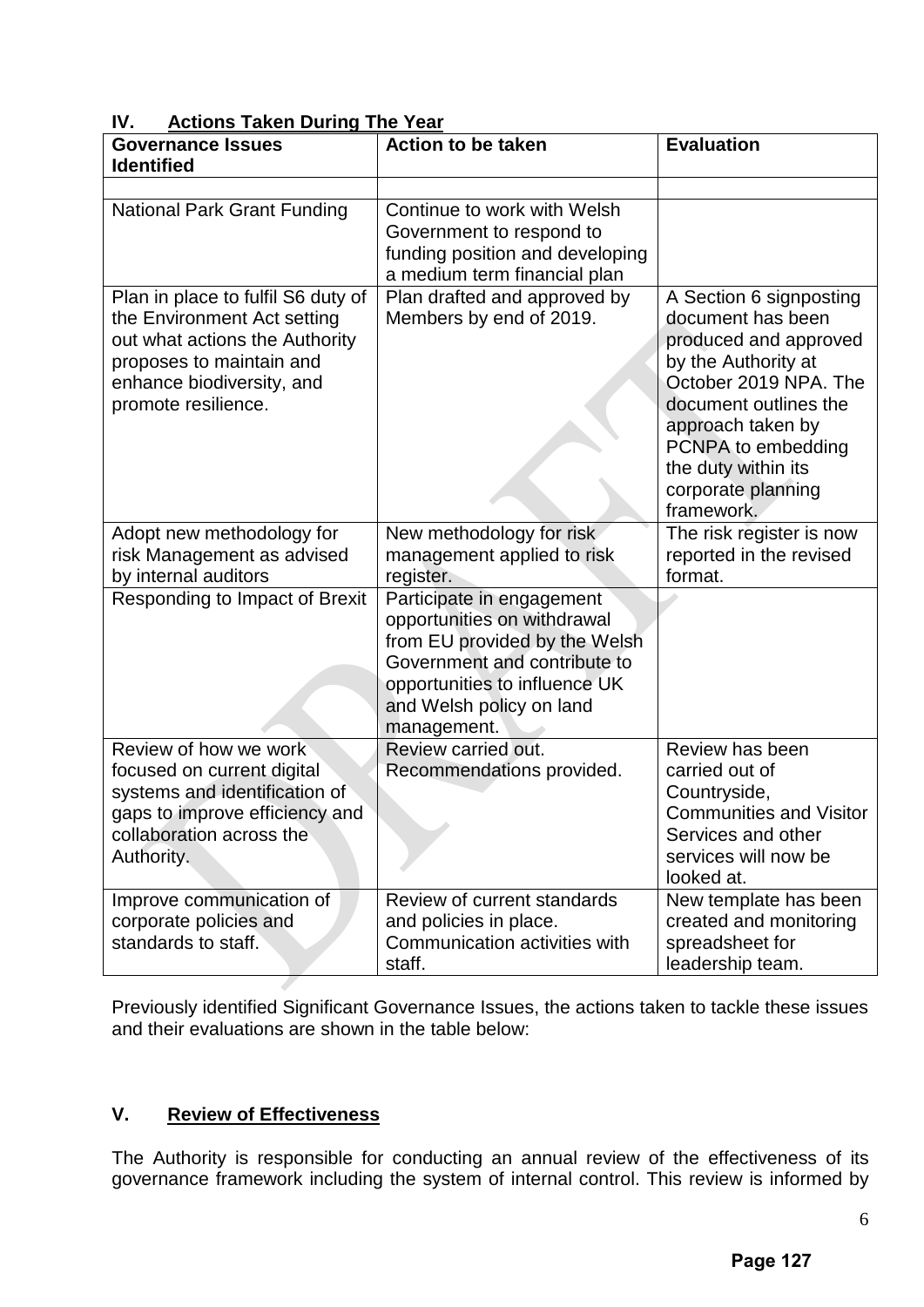## IV. Actions Taken During The Year

| Governance Issues Identified | Action to be taken | Evaluation |
|---|---|---|
| | | |
| National Park Grant Funding | Continue to work with Welsh Government to respond to funding position and developing a medium term financial plan | |
| Plan in place to fulfil S6 duty of the Environment Act setting out what actions the Authority proposes to maintain and enhance biodiversity, and promote resilience. | Plan drafted and approved by Members by end of 2019. | A Section 6 signposting document has been produced and approved by the Authority at October 2019 NPA. The document outlines the approach taken by PCNPA to embedding the duty within its corporate planning framework. |
| Adopt new methodology for risk Management as advised by internal auditors | New methodology for risk management applied to risk register. | The risk register is now reported in the revised format. |
| Responding to Impact of Brexit | Participate in engagement opportunities on withdrawal from EU provided by the Welsh Government and contribute to opportunities to influence UK and Welsh policy on land management. | |
| Review of how we work focused on current digital systems and identification of gaps to improve efficiency and collaboration across the Authority. | Review carried out. Recommendations provided. | Review has been carried out of Countryside, Communities and Visitor Services and other services will now be looked at. |
| Improve communication of corporate policies and standards to staff. | Review of current standards and policies in place. Communication activities with staff. | New template has been created and monitoring spreadsheet for leadership team. |

Previously identified Significant Governance Issues, the actions taken to tackle these issues and their evaluations are shown in the table below:

## V. Review of Effectiveness

The Authority is responsible for conducting an annual review of the effectiveness of its governance framework including the system of internal control. This review is informed by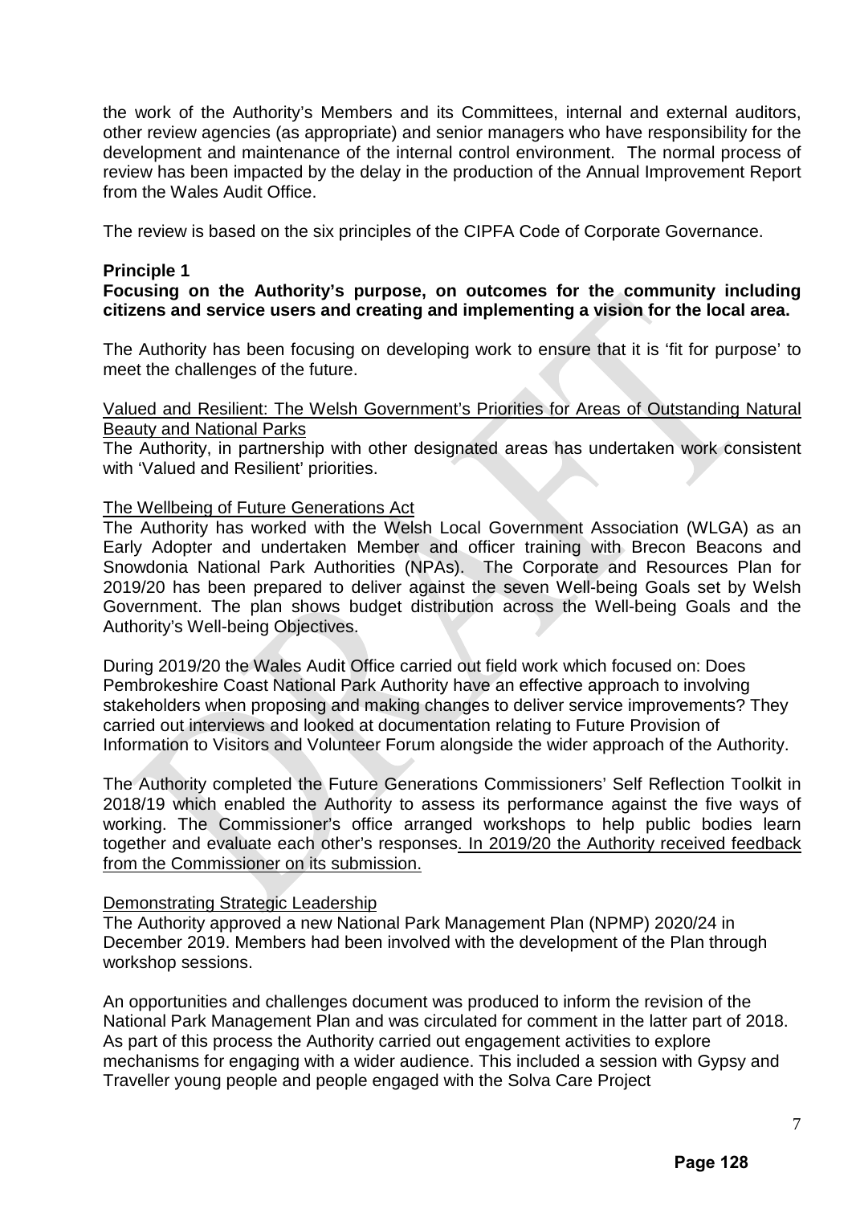the work of the Authority's Members and its Committees, internal and external auditors, other review agencies (as appropriate) and senior managers who have responsibility for the development and maintenance of the internal control environment. The normal process of review has been impacted by the delay in the production of the Annual Improvement Report from the Wales Audit Office.

The review is based on the six principles of the CIPFA Code of Corporate Governance.

**Principle 1**

**Focusing on the Authority's purpose, on outcomes for the community including citizens and service users and creating and implementing a vision for the local area.**

The Authority has been focusing on developing work to ensure that it is 'fit for purpose' to meet the challenges of the future.

<u>Valued and Resilient: The Welsh Government's Priorities for Areas of Outstanding Natural Beauty and National Parks</u>

The Authority, in partnership with other designated areas has undertaken work consistent with 'Valued and Resilient' priorities.

<u>The Wellbeing of Future Generations Act</u>

The Authority has worked with the Welsh Local Government Association (WLGA) as an Early Adopter and undertaken Member and officer training with Brecon Beacons and Snowdonia National Park Authorities (NPAs). The Corporate and Resources Plan for 2019/20 has been prepared to deliver against the seven Well-being Goals set by Welsh Government. The plan shows budget distribution across the Well-being Goals and the Authority's Well-being Objectives.

During 2019/20 the Wales Audit Office carried out field work which focused on: Does Pembrokeshire Coast National Park Authority have an effective approach to involving stakeholders when proposing and making changes to deliver service improvements? They carried out interviews and looked at documentation relating to Future Provision of Information to Visitors and Volunteer Forum alongside the wider approach of the Authority.

The Authority completed the Future Generations Commissioners' Self Reflection Toolkit in 2018/19 which enabled the Authority to assess its performance against the five ways of working. The Commissioner's office arranged workshops to help public bodies learn together and evaluate each other's responses<u>. In 2019/20 the Authority received feedback from the Commissioner on its submission.</u>

<u>Demonstrating Strategic Leadership</u>

The Authority approved a new National Park Management Plan (NPMP) 2020/24 in December 2019. Members had been involved with the development of the Plan through workshop sessions.

An opportunities and challenges document was produced to inform the revision of the National Park Management Plan and was circulated for comment in the latter part of 2018. As part of this process the Authority carried out engagement activities to explore mechanisms for engaging with a wider audience. This included a session with Gypsy and Traveller young people and people engaged with the Solva Care Project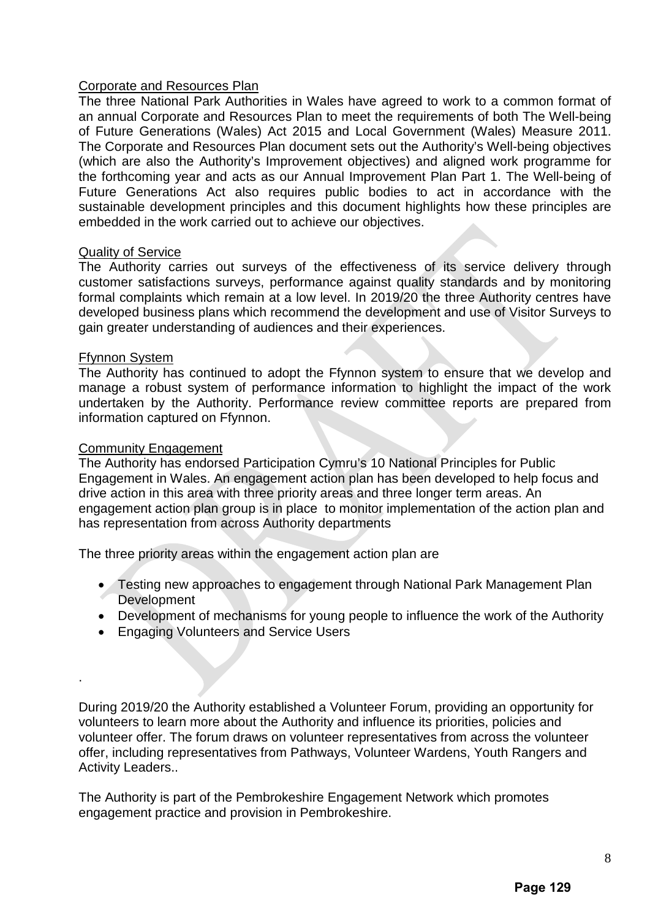Corporate and Resources Plan

The three National Park Authorities in Wales have agreed to work to a common format of an annual Corporate and Resources Plan to meet the requirements of both The Well-being of Future Generations (Wales) Act 2015 and Local Government (Wales) Measure 2011. The Corporate and Resources Plan document sets out the Authority's Well-being objectives (which are also the Authority's Improvement objectives) and aligned work programme for the forthcoming year and acts as our Annual Improvement Plan Part 1. The Well-being of Future Generations Act also requires public bodies to act in accordance with the sustainable development principles and this document highlights how these principles are embedded in the work carried out to achieve our objectives.

Quality of Service

The Authority carries out surveys of the effectiveness of its service delivery through customer satisfactions surveys, performance against quality standards and by monitoring formal complaints which remain at a low level. In 2019/20 the three Authority centres have developed business plans which recommend the development and use of Visitor Surveys to gain greater understanding of audiences and their experiences.

Ffynnon System

The Authority has continued to adopt the Ffynnon system to ensure that we develop and manage a robust system of performance information to highlight the impact of the work undertaken by the Authority. Performance review committee reports are prepared from information captured on Ffynnon.

Community Engagement

The Authority has endorsed Participation Cymru's 10 National Principles for Public Engagement in Wales. An engagement action plan has been developed to help focus and drive action in this area with three priority areas and three longer term areas. An engagement action plan group is in place to monitor implementation of the action plan and has representation from across Authority departments

The three priority areas within the engagement action plan are

- Testing new approaches to engagement through National Park Management Plan Development
- Development of mechanisms for young people to influence the work of the Authority
- Engaging Volunteers and Service Users

.

During 2019/20 the Authority established a Volunteer Forum, providing an opportunity for volunteers to learn more about the Authority and influence its priorities, policies and volunteer offer. The forum draws on volunteer representatives from across the volunteer offer, including representatives from Pathways, Volunteer Wardens, Youth Rangers and Activity Leaders..

The Authority is part of the Pembrokeshire Engagement Network which promotes engagement practice and provision in Pembrokeshire.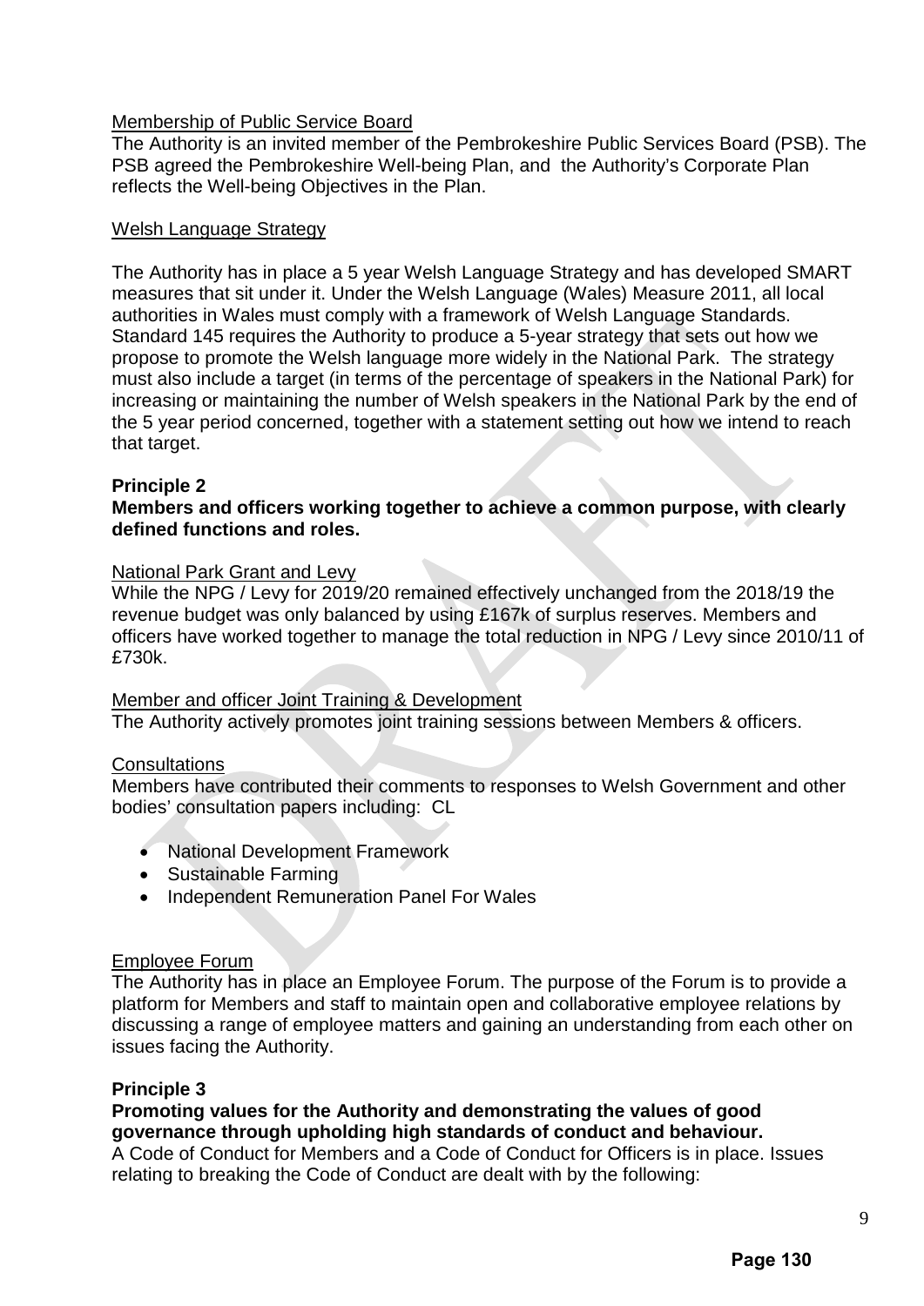Membership of Public Service Board

The Authority is an invited member of the Pembrokeshire Public Services Board (PSB). The PSB agreed the Pembrokeshire Well-being Plan, and the Authority's Corporate Plan reflects the Well-being Objectives in the Plan.

Welsh Language Strategy

The Authority has in place a 5 year Welsh Language Strategy and has developed SMART measures that sit under it. Under the Welsh Language (Wales) Measure 2011, all local authorities in Wales must comply with a framework of Welsh Language Standards. Standard 145 requires the Authority to produce a 5-year strategy that sets out how we propose to promote the Welsh language more widely in the National Park. The strategy must also include a target (in terms of the percentage of speakers in the National Park) for increasing or maintaining the number of Welsh speakers in the National Park by the end of the 5 year period concerned, together with a statement setting out how we intend to reach that target.

**Principle 2**

**Members and officers working together to achieve a common purpose, with clearly defined functions and roles.**

National Park Grant and Levy

While the NPG / Levy for 2019/20 remained effectively unchanged from the 2018/19 the revenue budget was only balanced by using £167k of surplus reserves. Members and officers have worked together to manage the total reduction in NPG / Levy since 2010/11 of £730k.

Member and officer Joint Training & Development

The Authority actively promotes joint training sessions between Members & officers.

Consultations

Members have contributed their comments to responses to Welsh Government and other bodies' consultation papers including: CL

- National Development Framework
- Sustainable Farming
- Independent Remuneration Panel For Wales

Employee Forum

The Authority has in place an Employee Forum. The purpose of the Forum is to provide a platform for Members and staff to maintain open and collaborative employee relations by discussing a range of employee matters and gaining an understanding from each other on issues facing the Authority.

**Principle 3**

**Promoting values for the Authority and demonstrating the values of good governance through upholding high standards of conduct and behaviour.**

A Code of Conduct for Members and a Code of Conduct for Officers is in place. Issues relating to breaking the Code of Conduct are dealt with by the following: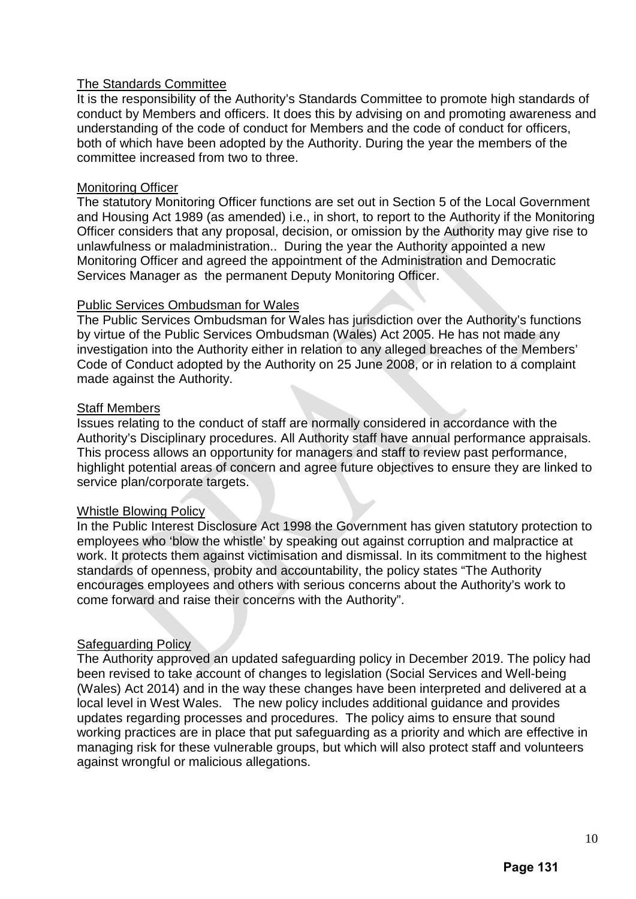### The Standards Committee

It is the responsibility of the Authority's Standards Committee to promote high standards of conduct by Members and officers. It does this by advising on and promoting awareness and understanding of the code of conduct for Members and the code of conduct for officers, both of which have been adopted by the Authority. During the year the members of the committee increased from two to three.

### Monitoring Officer

The statutory Monitoring Officer functions are set out in Section 5 of the Local Government and Housing Act 1989 (as amended) i.e., in short, to report to the Authority if the Monitoring Officer considers that any proposal, decision, or omission by the Authority may give rise to unlawfulness or maladministration.. During the year the Authority appointed a new Monitoring Officer and agreed the appointment of the Administration and Democratic Services Manager as the permanent Deputy Monitoring Officer.

### Public Services Ombudsman for Wales

The Public Services Ombudsman for Wales has jurisdiction over the Authority's functions by virtue of the Public Services Ombudsman (Wales) Act 2005. He has not made any investigation into the Authority either in relation to any alleged breaches of the Members' Code of Conduct adopted by the Authority on 25 June 2008, or in relation to a complaint made against the Authority.

### Staff Members

Issues relating to the conduct of staff are normally considered in accordance with the Authority's Disciplinary procedures. All Authority staff have annual performance appraisals. This process allows an opportunity for managers and staff to review past performance, highlight potential areas of concern and agree future objectives to ensure they are linked to service plan/corporate targets.

### Whistle Blowing Policy

In the Public Interest Disclosure Act 1998 the Government has given statutory protection to employees who 'blow the whistle' by speaking out against corruption and malpractice at work. It protects them against victimisation and dismissal. In its commitment to the highest standards of openness, probity and accountability, the policy states "The Authority encourages employees and others with serious concerns about the Authority's work to come forward and raise their concerns with the Authority".

### Safeguarding Policy

The Authority approved an updated safeguarding policy in December 2019. The policy had been revised to take account of changes to legislation (Social Services and Well-being (Wales) Act 2014) and in the way these changes have been interpreted and delivered at a local level in West Wales. The new policy includes additional guidance and provides updates regarding processes and procedures. The policy aims to ensure that sound working practices are in place that put safeguarding as a priority and which are effective in managing risk for these vulnerable groups, but which will also protect staff and volunteers against wrongful or malicious allegations.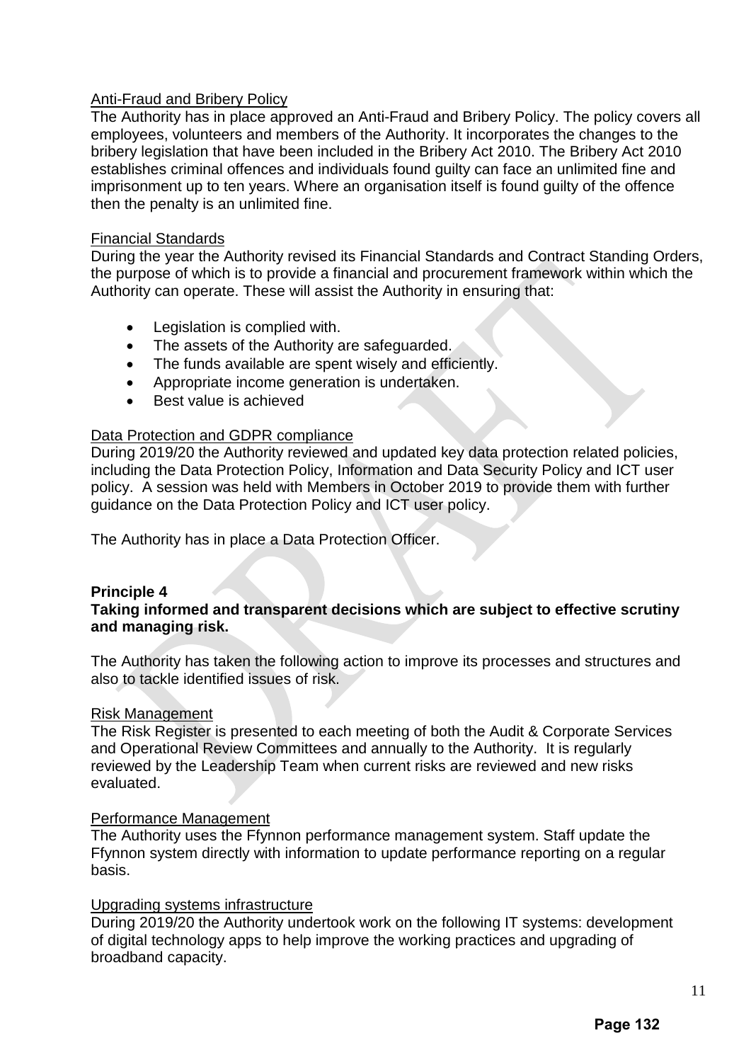Anti-Fraud and Bribery Policy

The Authority has in place approved an Anti-Fraud and Bribery Policy. The policy covers all employees, volunteers and members of the Authority. It incorporates the changes to the bribery legislation that have been included in the Bribery Act 2010. The Bribery Act 2010 establishes criminal offences and individuals found guilty can face an unlimited fine and imprisonment up to ten years. Where an organisation itself is found guilty of the offence then the penalty is an unlimited fine.

Financial Standards

During the year the Authority revised its Financial Standards and Contract Standing Orders, the purpose of which is to provide a financial and procurement framework within which the Authority can operate. These will assist the Authority in ensuring that:

- Legislation is complied with.
- The assets of the Authority are safeguarded.
- The funds available are spent wisely and efficiently.
- Appropriate income generation is undertaken.
- Best value is achieved

Data Protection and GDPR compliance

During 2019/20 the Authority reviewed and updated key data protection related policies, including the Data Protection Policy, Information and Data Security Policy and ICT user policy. A session was held with Members in October 2019 to provide them with further guidance on the Data Protection Policy and ICT user policy.

The Authority has in place a Data Protection Officer.

**Principle 4**
**Taking informed and transparent decisions which are subject to effective scrutiny and managing risk.**

The Authority has taken the following action to improve its processes and structures and also to tackle identified issues of risk.

Risk Management

The Risk Register is presented to each meeting of both the Audit & Corporate Services and Operational Review Committees and annually to the Authority. It is regularly reviewed by the Leadership Team when current risks are reviewed and new risks evaluated.

Performance Management

The Authority uses the Ffynnon performance management system. Staff update the Ffynnon system directly with information to update performance reporting on a regular basis.

Upgrading systems infrastructure

During 2019/20 the Authority undertook work on the following IT systems: development of digital technology apps to help improve the working practices and upgrading of broadband capacity.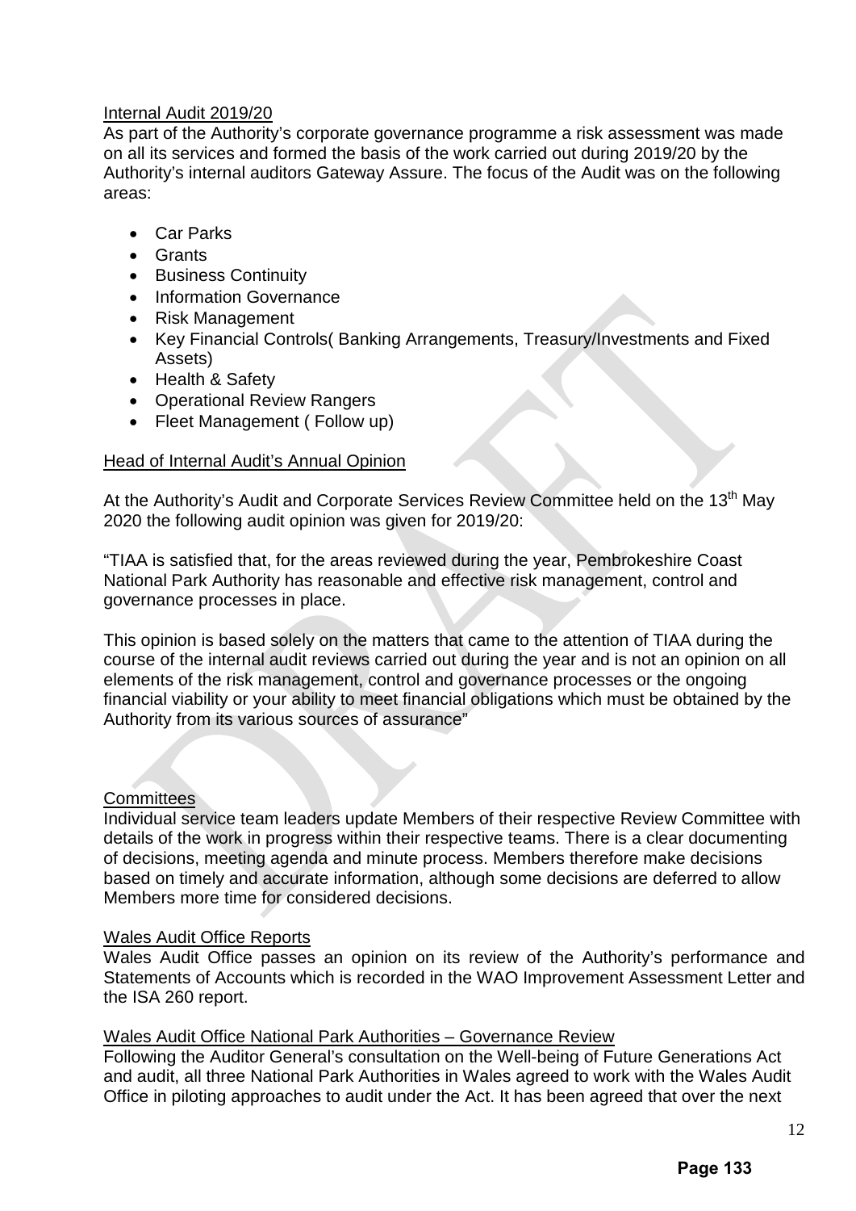## Internal Audit 2019/20

As part of the Authority's corporate governance programme a risk assessment was made on all its services and formed the basis of the work carried out during 2019/20 by the Authority's internal auditors Gateway Assure. The focus of the Audit was on the following areas:

- Car Parks
- Grants
- Business Continuity
- Information Governance
- Risk Management
- Key Financial Controls( Banking Arrangements, Treasury/Investments and Fixed Assets)
- Health & Safety
- Operational Review Rangers
- Fleet Management ( Follow up)

## Head of Internal Audit's Annual Opinion

At the Authority's Audit and Corporate Services Review Committee held on the 13th May 2020 the following audit opinion was given for 2019/20:

"TIAA is satisfied that, for the areas reviewed during the year, Pembrokeshire Coast National Park Authority has reasonable and effective risk management, control and governance processes in place.

This opinion is based solely on the matters that came to the attention of TIAA during the course of the internal audit reviews carried out during the year and is not an opinion on all elements of the risk management, control and governance processes or the ongoing financial viability or your ability to meet financial obligations which must be obtained by the Authority from its various sources of assurance"

## Committees

Individual service team leaders update Members of their respective Review Committee with details of the work in progress within their respective teams. There is a clear documenting of decisions, meeting agenda and minute process. Members therefore make decisions based on timely and accurate information, although some decisions are deferred to allow Members more time for considered decisions.

## Wales Audit Office Reports

Wales Audit Office passes an opinion on its review of the Authority's performance and Statements of Accounts which is recorded in the WAO Improvement Assessment Letter and the ISA 260 report.

## Wales Audit Office National Park Authorities – Governance Review

Following the Auditor General's consultation on the Well-being of Future Generations Act and audit, all three National Park Authorities in Wales agreed to work with the Wales Audit Office in piloting approaches to audit under the Act. It has been agreed that over the next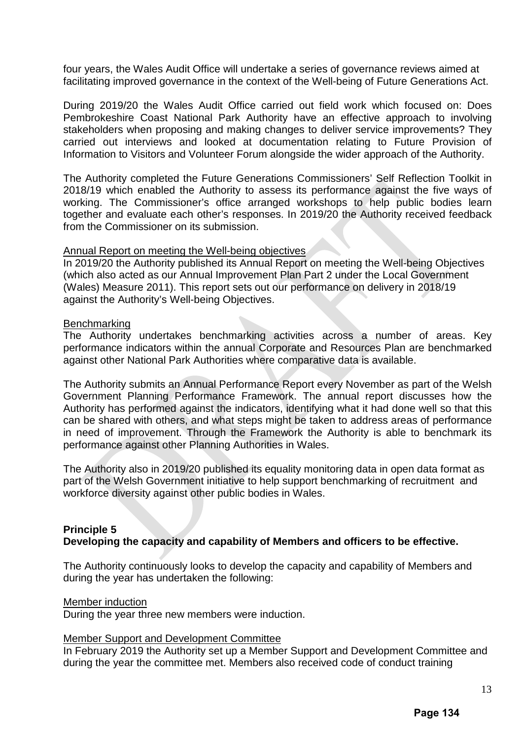four years, the Wales Audit Office will undertake a series of governance reviews aimed at facilitating improved governance in the context of the Well-being of Future Generations Act.

During 2019/20 the Wales Audit Office carried out field work which focused on: Does Pembrokeshire Coast National Park Authority have an effective approach to involving stakeholders when proposing and making changes to deliver service improvements? They carried out interviews and looked at documentation relating to Future Provision of Information to Visitors and Volunteer Forum alongside the wider approach of the Authority.

The Authority completed the Future Generations Commissioners' Self Reflection Toolkit in 2018/19 which enabled the Authority to assess its performance against the five ways of working. The Commissioner's office arranged workshops to help public bodies learn together and evaluate each other's responses. In 2019/20 the Authority received feedback from the Commissioner on its submission.

<u>Annual Report on meeting the Well-being objectives</u>

In 2019/20 the Authority published its Annual Report on meeting the Well-being Objectives (which also acted as our Annual Improvement Plan Part 2 under the Local Government (Wales) Measure 2011). This report sets out our performance on delivery in 2018/19 against the Authority's Well-being Objectives.

<u>Benchmarking</u>

The Authority undertakes benchmarking activities across a number of areas. Key performance indicators within the annual Corporate and Resources Plan are benchmarked against other National Park Authorities where comparative data is available.

The Authority submits an Annual Performance Report every November as part of the Welsh Government Planning Performance Framework. The annual report discusses how the Authority has performed against the indicators, identifying what it had done well so that this can be shared with others, and what steps might be taken to address areas of performance in need of improvement. Through the Framework the Authority is able to benchmark its performance against other Planning Authorities in Wales.

The Authority also in 2019/20 published its equality monitoring data in open data format as part of the Welsh Government initiative to help support benchmarking of recruitment and workforce diversity against other public bodies in Wales.

**Principle 5**
**Developing the capacity and capability of Members and officers to be effective.**

The Authority continuously looks to develop the capacity and capability of Members and during the year has undertaken the following:

<u>Member induction</u>

During the year three new members were induction.

<u>Member Support and Development Committee</u>

In February 2019 the Authority set up a Member Support and Development Committee and during the year the committee met. Members also received code of conduct training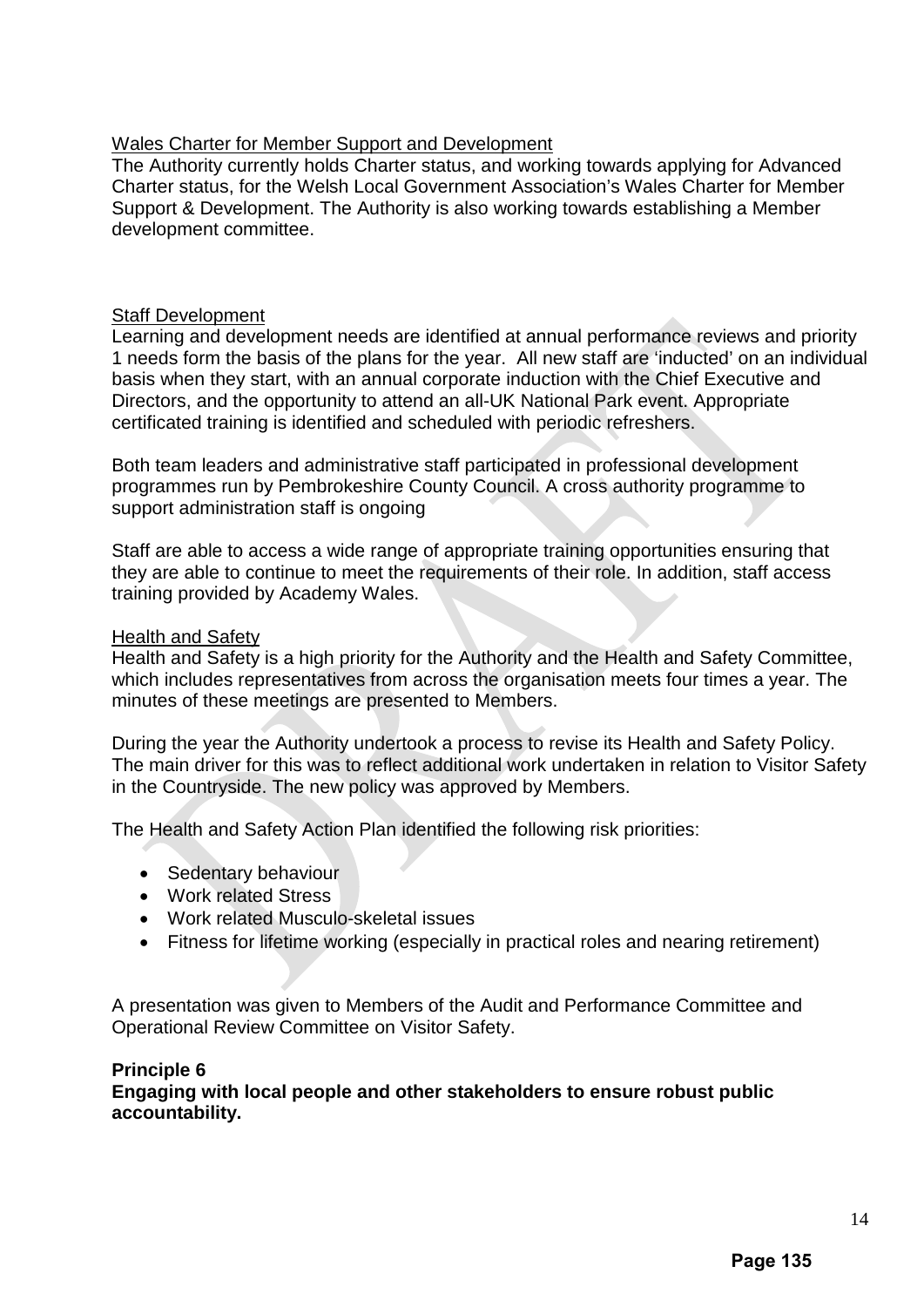Wales Charter for Member Support and Development

The Authority currently holds Charter status, and working towards applying for Advanced Charter status, for the Welsh Local Government Association's Wales Charter for Member Support & Development. The Authority is also working towards establishing a Member development committee.

Staff Development

Learning and development needs are identified at annual performance reviews and priority 1 needs form the basis of the plans for the year. All new staff are 'inducted' on an individual basis when they start, with an annual corporate induction with the Chief Executive and Directors, and the opportunity to attend an all-UK National Park event. Appropriate certificated training is identified and scheduled with periodic refreshers.

Both team leaders and administrative staff participated in professional development programmes run by Pembrokeshire County Council. A cross authority programme to support administration staff is ongoing

Staff are able to access a wide range of appropriate training opportunities ensuring that they are able to continue to meet the requirements of their role. In addition, staff access training provided by Academy Wales.

Health and Safety

Health and Safety is a high priority for the Authority and the Health and Safety Committee, which includes representatives from across the organisation meets four times a year. The minutes of these meetings are presented to Members.

During the year the Authority undertook a process to revise its Health and Safety Policy. The main driver for this was to reflect additional work undertaken in relation to Visitor Safety in the Countryside. The new policy was approved by Members.

The Health and Safety Action Plan identified the following risk priorities:

- Sedentary behaviour
- Work related Stress
- Work related Musculo-skeletal issues
- Fitness for lifetime working (especially in practical roles and nearing retirement)

A presentation was given to Members of the Audit and Performance Committee and Operational Review Committee on Visitor Safety.

**Principle 6**
**Engaging with local people and other stakeholders to ensure robust public accountability.**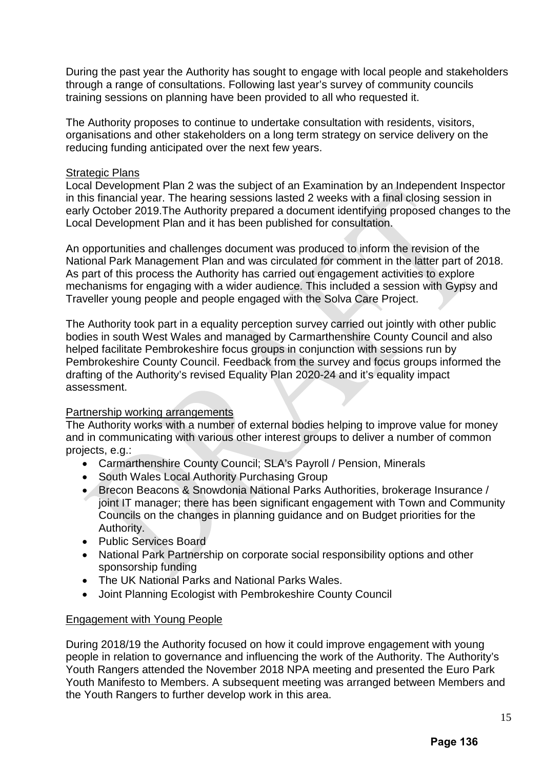During the past year the Authority has sought to engage with local people and stakeholders through a range of consultations. Following last year's survey of community councils training sessions on planning have been provided to all who requested it.

The Authority proposes to continue to undertake consultation with residents, visitors, organisations and other stakeholders on a long term strategy on service delivery on the reducing funding anticipated over the next few years.

Strategic Plans

Local Development Plan 2 was the subject of an Examination by an Independent Inspector in this financial year. The hearing sessions lasted 2 weeks with a final closing session in early October 2019.The Authority prepared a document identifying proposed changes to the Local Development Plan and it has been published for consultation.

An opportunities and challenges document was produced to inform the revision of the National Park Management Plan and was circulated for comment in the latter part of 2018. As part of this process the Authority has carried out engagement activities to explore mechanisms for engaging with a wider audience. This included a session with Gypsy and Traveller young people and people engaged with the Solva Care Project.

The Authority took part in a equality perception survey carried out jointly with other public bodies in south West Wales and managed by Carmarthenshire County Council and also helped facilitate Pembrokeshire focus groups in conjunction with sessions run by Pembrokeshire County Council. Feedback from the survey and focus groups informed the drafting of the Authority's revised Equality Plan 2020-24 and it's equality impact assessment.

Partnership working arrangements

The Authority works with a number of external bodies helping to improve value for money and in communicating with various other interest groups to deliver a number of common projects, e.g.:

- Carmarthenshire County Council; SLA's Payroll / Pension, Minerals
- South Wales Local Authority Purchasing Group
- Brecon Beacons & Snowdonia National Parks Authorities, brokerage Insurance / joint IT manager; there has been significant engagement with Town and Community Councils on the changes in planning guidance and on Budget priorities for the Authority.
- Public Services Board
- National Park Partnership on corporate social responsibility options and other sponsorship funding
- The UK National Parks and National Parks Wales.
- Joint Planning Ecologist with Pembrokeshire County Council

Engagement with Young People

During 2018/19 the Authority focused on how it could improve engagement with young people in relation to governance and influencing the work of the Authority. The Authority's Youth Rangers attended the November 2018 NPA meeting and presented the Euro Park Youth Manifesto to Members. A subsequent meeting was arranged between Members and the Youth Rangers to further develop work in this area.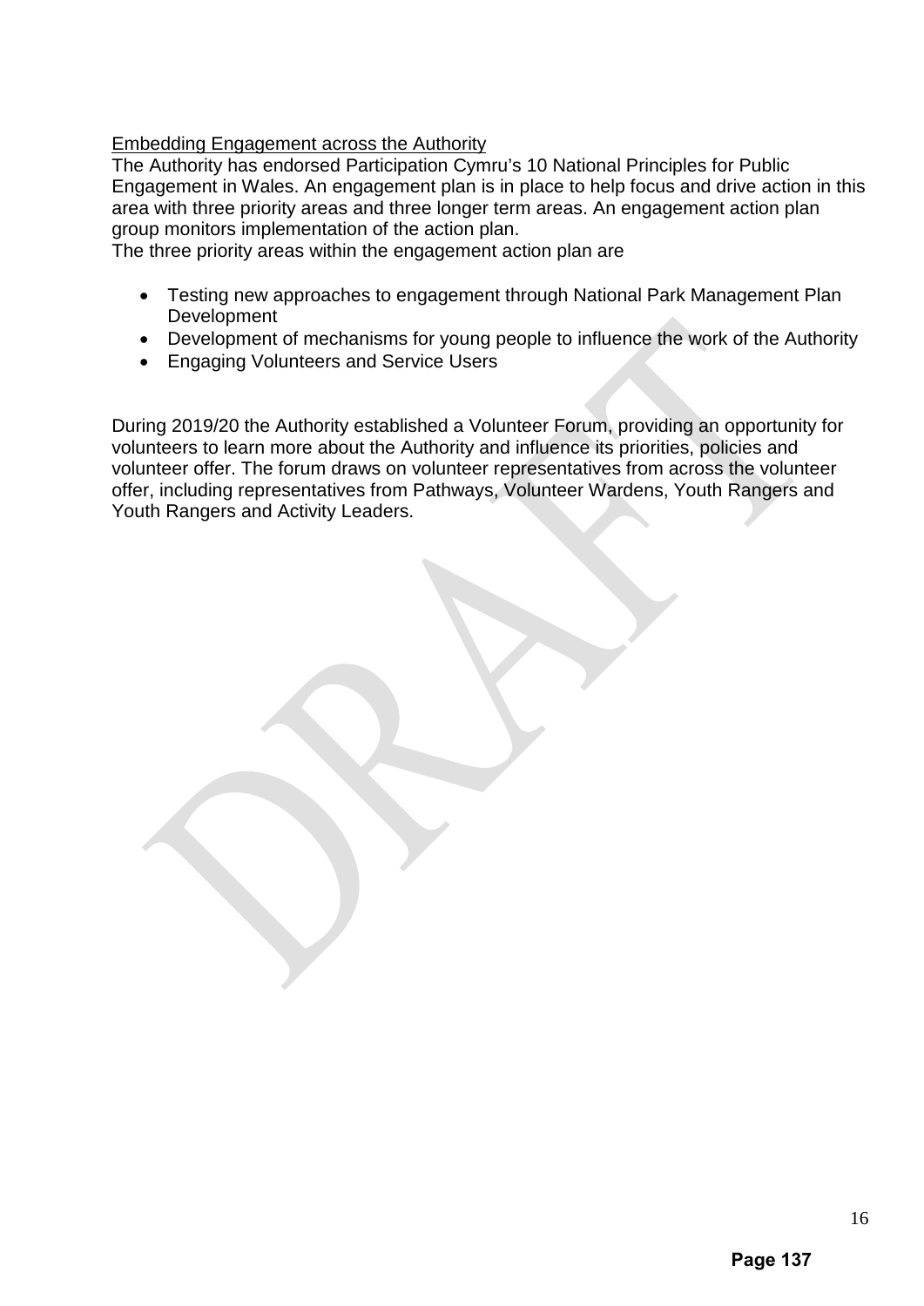Embedding Engagement across the Authority

The Authority has endorsed Participation Cymru's 10 National Principles for Public Engagement in Wales. An engagement plan is in place to help focus and drive action in this area with three priority areas and three longer term areas. An engagement action plan group monitors implementation of the action plan.

The three priority areas within the engagement action plan are

- Testing new approaches to engagement through National Park Management Plan Development
- Development of mechanisms for young people to influence the work of the Authority
- Engaging Volunteers and Service Users

During 2019/20 the Authority established a Volunteer Forum, providing an opportunity for volunteers to learn more about the Authority and influence its priorities, policies and volunteer offer. The forum draws on volunteer representatives from across the volunteer offer, including representatives from Pathways, Volunteer Wardens, Youth Rangers and Youth Rangers and Activity Leaders.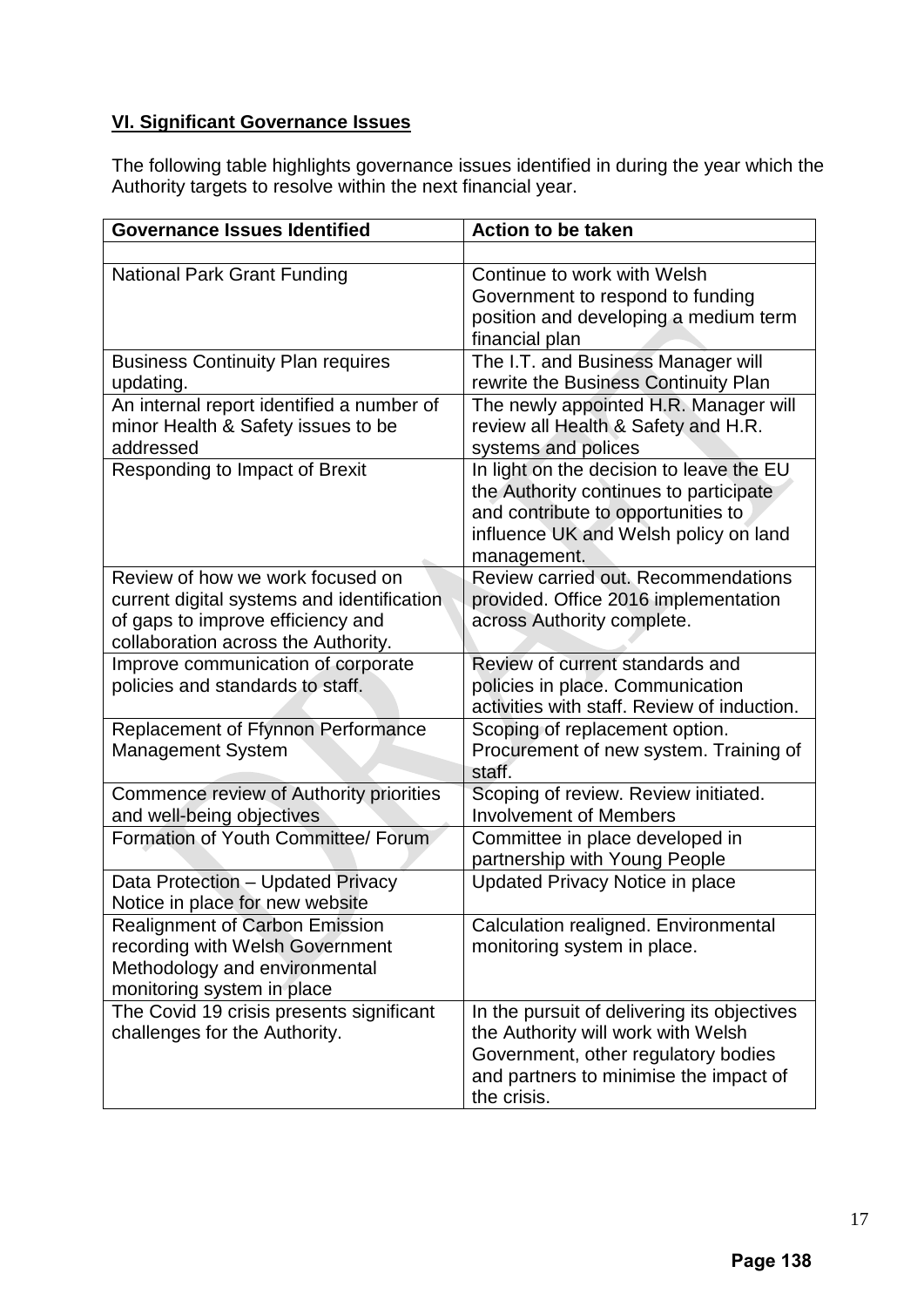**VI. Significant Governance Issues**

The following table highlights governance issues identified in during the year which the Authority targets to resolve within the next financial year.

| Governance Issues Identified | Action to be taken |
|---|---|
| | |
| National Park Grant Funding | Continue to work with Welsh Government to respond to funding position and developing a medium term financial plan |
| Business Continuity Plan requires updating. | The I.T. and Business Manager will rewrite the Business Continuity Plan |
| An internal report identified a number of minor Health & Safety issues to be addressed | The newly appointed H.R. Manager will review all Health & Safety and H.R. systems and polices |
| Responding to Impact of Brexit | In light on the decision to leave the EU the Authority continues to participate and contribute to opportunities to influence UK and Welsh policy on land management. |
| Review of how we work focused on current digital systems and identification of gaps to improve efficiency and collaboration across the Authority. | Review carried out. Recommendations provided. Office 2016 implementation across Authority complete. |
| Improve communication of corporate policies and standards to staff. | Review of current standards and policies in place. Communication activities with staff. Review of induction. |
| Replacement of Ffynnon Performance Management System | Scoping of replacement option. Procurement of new system. Training of staff. |
| Commence review of Authority priorities and well-being objectives | Scoping of review. Review initiated. Involvement of Members |
| Formation of Youth Committee/ Forum | Committee in place developed in partnership with Young People |
| Data Protection – Updated Privacy Notice in place for new website | Updated Privacy Notice in place |
| Realignment of Carbon Emission recording with Welsh Government Methodology and environmental monitoring system in place | Calculation realigned. Environmental monitoring system in place. |
| The Covid 19 crisis presents significant challenges for the Authority. | In the pursuit of delivering its objectives the Authority will work with Welsh Government, other regulatory bodies and partners to minimise the impact of the crisis. |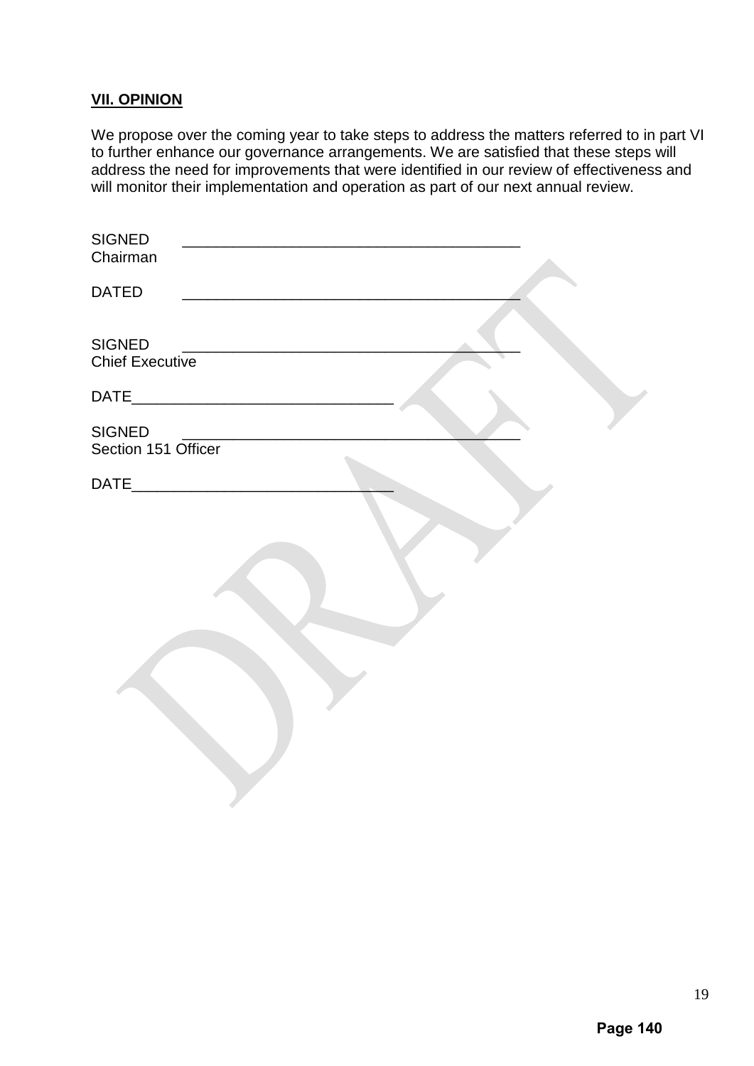**VII. OPINION**

We propose over the coming year to take steps to address the matters referred to in part VI to further enhance our governance arrangements. We are satisfied that these steps will address the need for improvements that were identified in our review of effectiveness and will monitor their implementation and operation as part of our next annual review.

SIGNED \_\_\_\_\_\_\_\_\_\_\_\_\_\_\_\_\_\_\_\_\_\_\_\_\_\_\_\_\_\_\_\_\_\_\_\_\_\_\_\_
Chairman

DATED \_\_\_\_\_\_\_\_\_\_\_\_\_\_\_\_\_\_\_\_\_\_\_\_\_\_\_\_\_\_\_\_\_\_\_\_\_\_\_\_

SIGNED \_\_\_\_\_\_\_\_\_\_\_\_\_\_\_\_\_\_\_\_\_\_\_\_\_\_\_\_\_\_\_\_\_\_\_\_\_\_\_\_
Chief Executive

DATE\_\_\_\_\_\_\_\_\_\_\_\_\_\_\_\_\_\_\_\_\_\_\_\_\_\_\_\_\_\_\_\_

SIGNED \_\_\_\_\_\_\_\_\_\_\_\_\_\_\_\_\_\_\_\_\_\_\_\_\_\_\_\_\_\_\_\_\_\_\_\_\_\_\_\_
Section 151 Officer

DATE\_\_\_\_\_\_\_\_\_\_\_\_\_\_\_\_\_\_\_\_\_\_\_\_\_\_\_\_\_\_\_\_

DRAFT